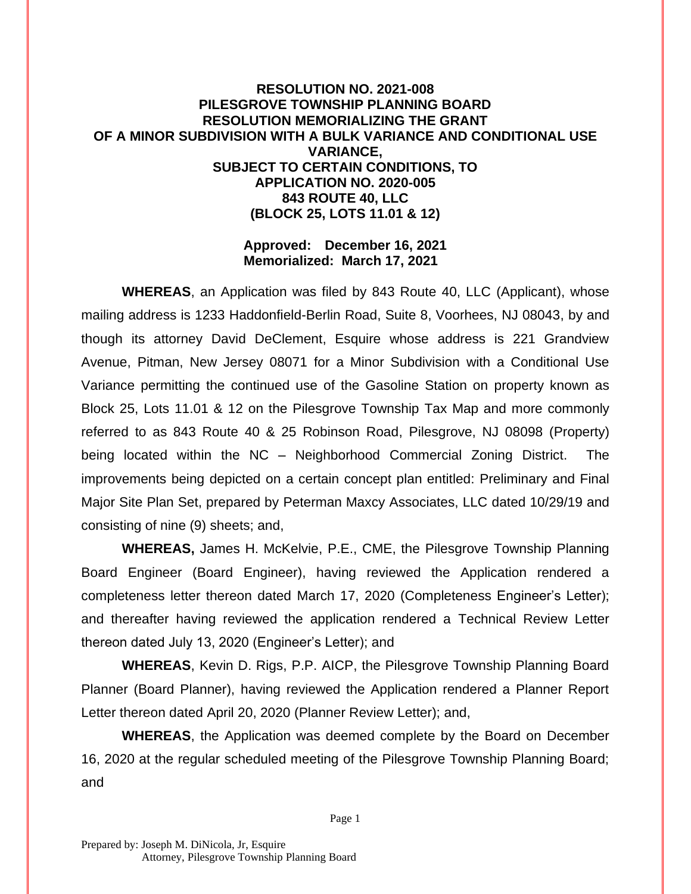**RESOLUTION NO. 2021-008**
**PILESGROVE TOWNSHIP PLANNING BOARD**
**RESOLUTION MEMORIALIZING THE GRANT**
**OF A MINOR SUBDIVISION WITH A BULK VARIANCE AND CONDITIONAL USE VARIANCE,**
**SUBJECT TO CERTAIN CONDITIONS, TO**
**APPLICATION NO. 2020-005**
**843 ROUTE 40, LLC**
**(BLOCK 25, LOTS 11.01 & 12)**

**Approved: December 16, 2021**
**Memorialized: March 17, 2021**

**WHEREAS**, an Application was filed by 843 Route 40, LLC (Applicant), whose mailing address is 1233 Haddonfield-Berlin Road, Suite 8, Voorhees, NJ 08043, by and though its attorney David DeClement, Esquire whose address is 221 Grandview Avenue, Pitman, New Jersey 08071 for a Minor Subdivision with a Conditional Use Variance permitting the continued use of the Gasoline Station on property known as Block 25, Lots 11.01 & 12 on the Pilesgrove Township Tax Map and more commonly referred to as 843 Route 40 & 25 Robinson Road, Pilesgrove, NJ 08098 (Property) being located within the NC – Neighborhood Commercial Zoning District. The improvements being depicted on a certain concept plan entitled: Preliminary and Final Major Site Plan Set, prepared by Peterman Maxcy Associates, LLC dated 10/29/19 and consisting of nine (9) sheets; and,

**WHEREAS,** James H. McKelvie, P.E., CME, the Pilesgrove Township Planning Board Engineer (Board Engineer), having reviewed the Application rendered a completeness letter thereon dated March 17, 2020 (Completeness Engineer's Letter); and thereafter having reviewed the application rendered a Technical Review Letter thereon dated July 13, 2020 (Engineer's Letter); and

**WHEREAS**, Kevin D. Rigs, P.P. AICP, the Pilesgrove Township Planning Board Planner (Board Planner), having reviewed the Application rendered a Planner Report Letter thereon dated April 20, 2020 (Planner Review Letter); and,

**WHEREAS**, the Application was deemed complete by the Board on December 16, 2020 at the regular scheduled meeting of the Pilesgrove Township Planning Board; and

Prepared by: Joseph M. DiNicola, Jr, Esquire
Attorney, Pilesgrove Township Planning Board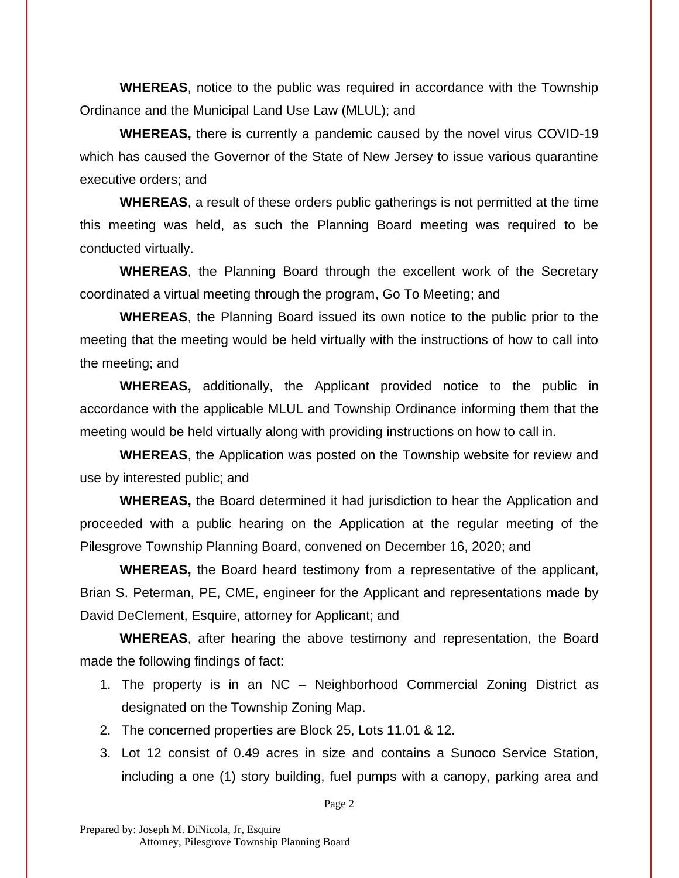**WHEREAS**, notice to the public was required in accordance with the Township Ordinance and the Municipal Land Use Law (MLUL); and

**WHEREAS,** there is currently a pandemic caused by the novel virus COVID-19 which has caused the Governor of the State of New Jersey to issue various quarantine executive orders; and

**WHEREAS**, a result of these orders public gatherings is not permitted at the time this meeting was held, as such the Planning Board meeting was required to be conducted virtually.

**WHEREAS**, the Planning Board through the excellent work of the Secretary coordinated a virtual meeting through the program, Go To Meeting; and

**WHEREAS**, the Planning Board issued its own notice to the public prior to the meeting that the meeting would be held virtually with the instructions of how to call into the meeting; and

**WHEREAS,** additionally, the Applicant provided notice to the public in accordance with the applicable MLUL and Township Ordinance informing them that the meeting would be held virtually along with providing instructions on how to call in.

**WHEREAS**, the Application was posted on the Township website for review and use by interested public; and

**WHEREAS,** the Board determined it had jurisdiction to hear the Application and proceeded with a public hearing on the Application at the regular meeting of the Pilesgrove Township Planning Board, convened on December 16, 2020; and

**WHEREAS,** the Board heard testimony from a representative of the applicant, Brian S. Peterman, PE, CME, engineer for the Applicant and representations made by David DeClement, Esquire, attorney for Applicant; and

**WHEREAS**, after hearing the above testimony and representation, the Board made the following findings of fact:

1. The property is in an NC – Neighborhood Commercial Zoning District as designated on the Township Zoning Map.
2. The concerned properties are Block 25, Lots 11.01 & 12.
3. Lot 12 consist of 0.49 acres in size and contains a Sunoco Service Station, including a one (1) story building, fuel pumps with a canopy, parking area and

Prepared by: Joseph M. DiNicola, Jr, Esquire
Attorney, Pilesgrove Township Planning Board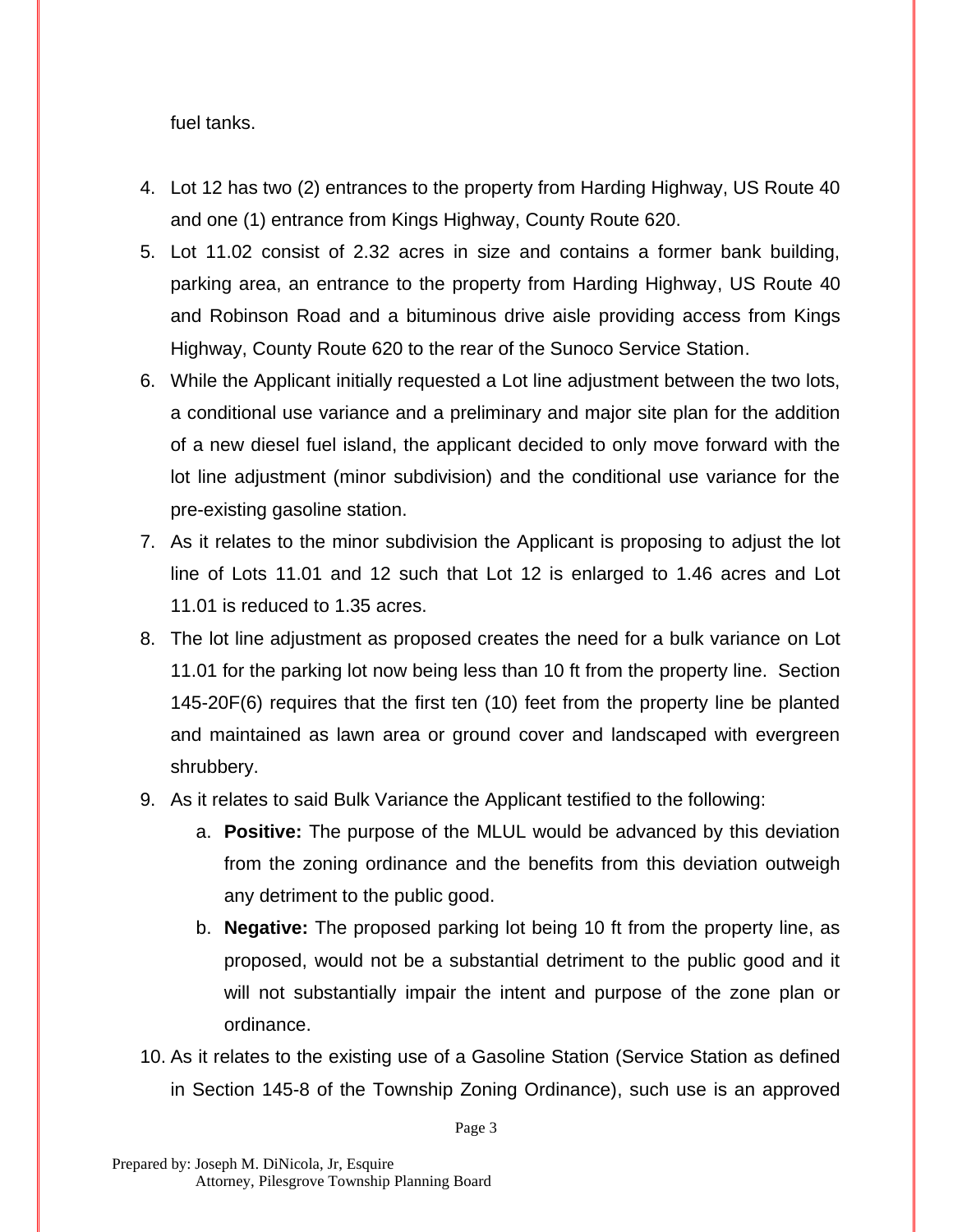fuel tanks.

4. Lot 12 has two (2) entrances to the property from Harding Highway, US Route 40 and one (1) entrance from Kings Highway, County Route 620.
5. Lot 11.02 consist of 2.32 acres in size and contains a former bank building, parking area, an entrance to the property from Harding Highway, US Route 40 and Robinson Road and a bituminous drive aisle providing access from Kings Highway, County Route 620 to the rear of the Sunoco Service Station.
6. While the Applicant initially requested a Lot line adjustment between the two lots, a conditional use variance and a preliminary and major site plan for the addition of a new diesel fuel island, the applicant decided to only move forward with the lot line adjustment (minor subdivision) and the conditional use variance for the pre-existing gasoline station.
7. As it relates to the minor subdivision the Applicant is proposing to adjust the lot line of Lots 11.01 and 12 such that Lot 12 is enlarged to 1.46 acres and Lot 11.01 is reduced to 1.35 acres.
8. The lot line adjustment as proposed creates the need for a bulk variance on Lot 11.01 for the parking lot now being less than 10 ft from the property line. Section 145-20F(6) requires that the first ten (10) feet from the property line be planted and maintained as lawn area or ground cover and landscaped with evergreen shrubbery.
9. As it relates to said Bulk Variance the Applicant testified to the following:
    a. **Positive:** The purpose of the MLUL would be advanced by this deviation from the zoning ordinance and the benefits from this deviation outweigh any detriment to the public good.
    b. **Negative:** The proposed parking lot being 10 ft from the property line, as proposed, would not be a substantial detriment to the public good and it will not substantially impair the intent and purpose of the zone plan or ordinance.
10. As it relates to the existing use of a Gasoline Station (Service Station as defined in Section 145-8 of the Township Zoning Ordinance), such use is an approved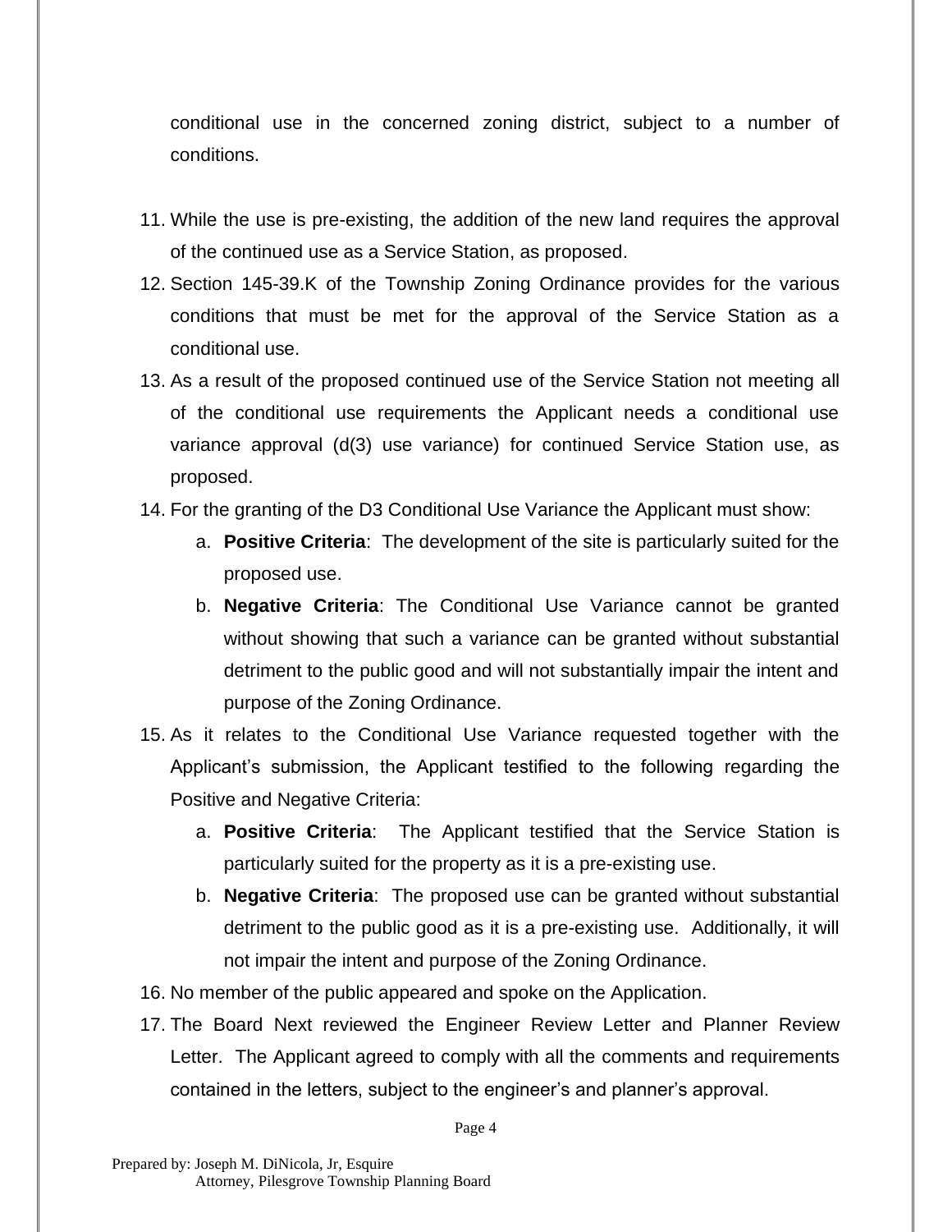conditional use in the concerned zoning district, subject to a number of conditions.

11. While the use is pre-existing, the addition of the new land requires the approval of the continued use as a Service Station, as proposed.
12. Section 145-39.K of the Township Zoning Ordinance provides for the various conditions that must be met for the approval of the Service Station as a conditional use.
13. As a result of the proposed continued use of the Service Station not meeting all of the conditional use requirements the Applicant needs a conditional use variance approval (d(3) use variance) for continued Service Station use, as proposed.
14. For the granting of the D3 Conditional Use Variance the Applicant must show:
    a. **Positive Criteria**: The development of the site is particularly suited for the proposed use.
    b. **Negative Criteria**: The Conditional Use Variance cannot be granted without showing that such a variance can be granted without substantial detriment to the public good and will not substantially impair the intent and purpose of the Zoning Ordinance.
15. As it relates to the Conditional Use Variance requested together with the Applicant's submission, the Applicant testified to the following regarding the Positive and Negative Criteria:
    a. **Positive Criteria**: The Applicant testified that the Service Station is particularly suited for the property as it is a pre-existing use.
    b. **Negative Criteria**: The proposed use can be granted without substantial detriment to the public good as it is a pre-existing use. Additionally, it will not impair the intent and purpose of the Zoning Ordinance.
16. No member of the public appeared and spoke on the Application.
17. The Board Next reviewed the Engineer Review Letter and Planner Review Letter. The Applicant agreed to comply with all the comments and requirements contained in the letters, subject to the engineer's and planner's approval.

Prepared by: Joseph M. DiNicola, Jr, Esquire
Attorney, Pilesgrove Township Planning Board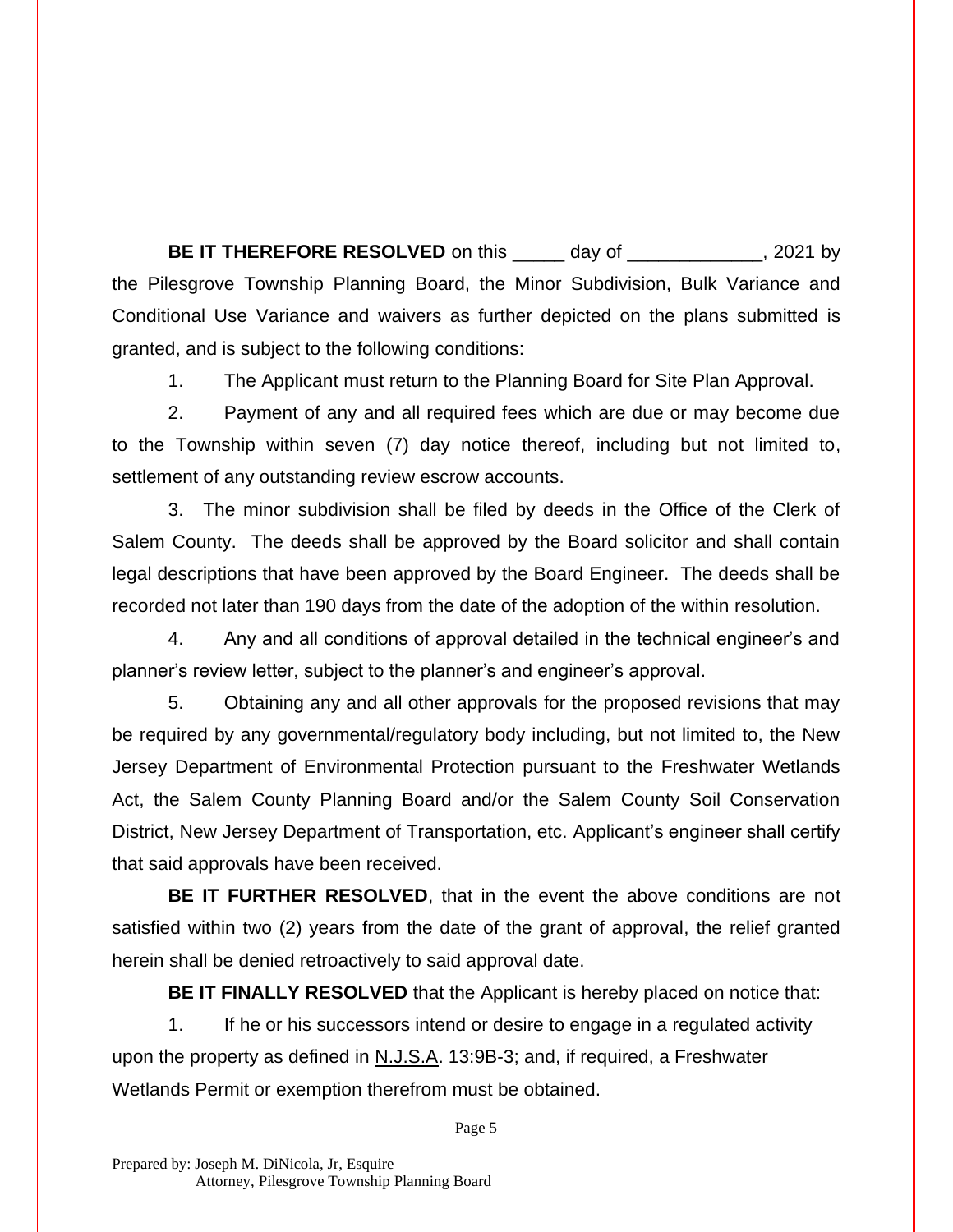**BE IT THEREFORE RESOLVED** on this _____ day of _____________, 2021 by the Pilesgrove Township Planning Board, the Minor Subdivision, Bulk Variance and Conditional Use Variance and waivers as further depicted on the plans submitted is granted, and is subject to the following conditions:

1. The Applicant must return to the Planning Board for Site Plan Approval.

2. Payment of any and all required fees which are due or may become due to the Township within seven (7) day notice thereof, including but not limited to, settlement of any outstanding review escrow accounts.

3. The minor subdivision shall be filed by deeds in the Office of the Clerk of Salem County. The deeds shall be approved by the Board solicitor and shall contain legal descriptions that have been approved by the Board Engineer. The deeds shall be recorded not later than 190 days from the date of the adoption of the within resolution.

4. Any and all conditions of approval detailed in the technical engineer's and planner's review letter, subject to the planner's and engineer's approval.

5. Obtaining any and all other approvals for the proposed revisions that may be required by any governmental/regulatory body including, but not limited to, the New Jersey Department of Environmental Protection pursuant to the Freshwater Wetlands Act, the Salem County Planning Board and/or the Salem County Soil Conservation District, New Jersey Department of Transportation, etc. Applicant's engineer shall certify that said approvals have been received.

**BE IT FURTHER RESOLVED**, that in the event the above conditions are not satisfied within two (2) years from the date of the grant of approval, the relief granted herein shall be denied retroactively to said approval date.

**BE IT FINALLY RESOLVED** that the Applicant is hereby placed on notice that:

1. If he or his successors intend or desire to engage in a regulated activity upon the property as defined in N.J.S.A. 13:9B-3; and, if required, a Freshwater Wetlands Permit or exemption therefrom must be obtained.

Prepared by: Joseph M. DiNicola, Jr, Esquire
Attorney, Pilesgrove Township Planning Board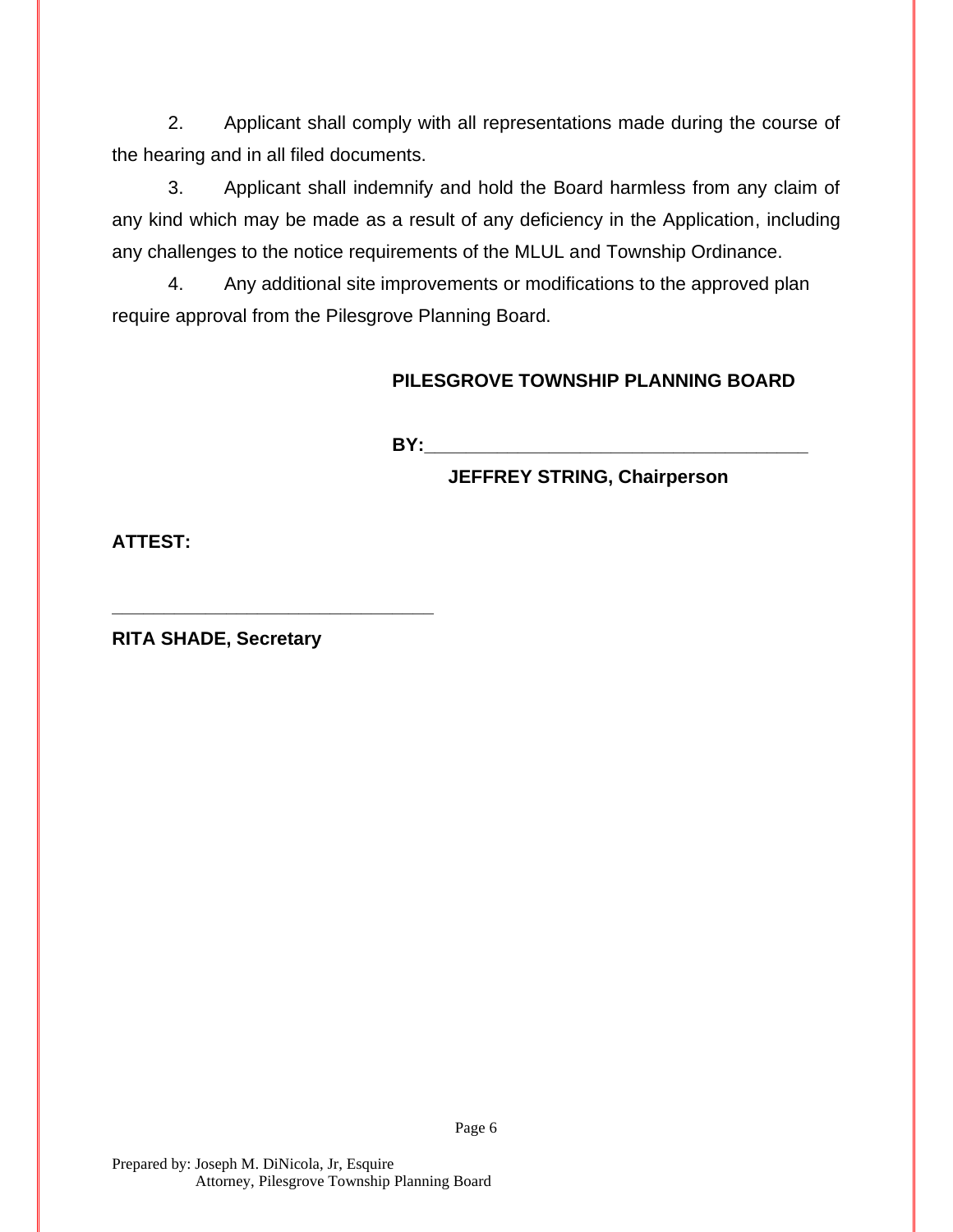2. Applicant shall comply with all representations made during the course of the hearing and in all filed documents.

3. Applicant shall indemnify and hold the Board harmless from any claim of any kind which may be made as a result of any deficiency in the Application, including any challenges to the notice requirements of the MLUL and Township Ordinance.

4. Any additional site improvements or modifications to the approved plan require approval from the Pilesgrove Planning Board.

**PILESGROVE TOWNSHIP PLANNING BOARD**

**BY:**\_\_\_\_\_\_\_\_\_\_\_\_\_\_\_\_\_\_\_\_\_\_\_\_\_\_\_\_\_\_\_\_\_\_\_\_\_\_\_\_

**JEFFREY STRING, Chairperson**

**ATTEST:**

\_\_\_\_\_\_\_\_\_\_\_\_\_\_\_\_\_\_\_\_\_\_\_\_\_\_\_\_\_\_\_\_\_\_\_

**RITA SHADE, Secretary**

Prepared by: Joseph M. DiNicola, Jr, Esquire
Attorney, Pilesgrove Township Planning Board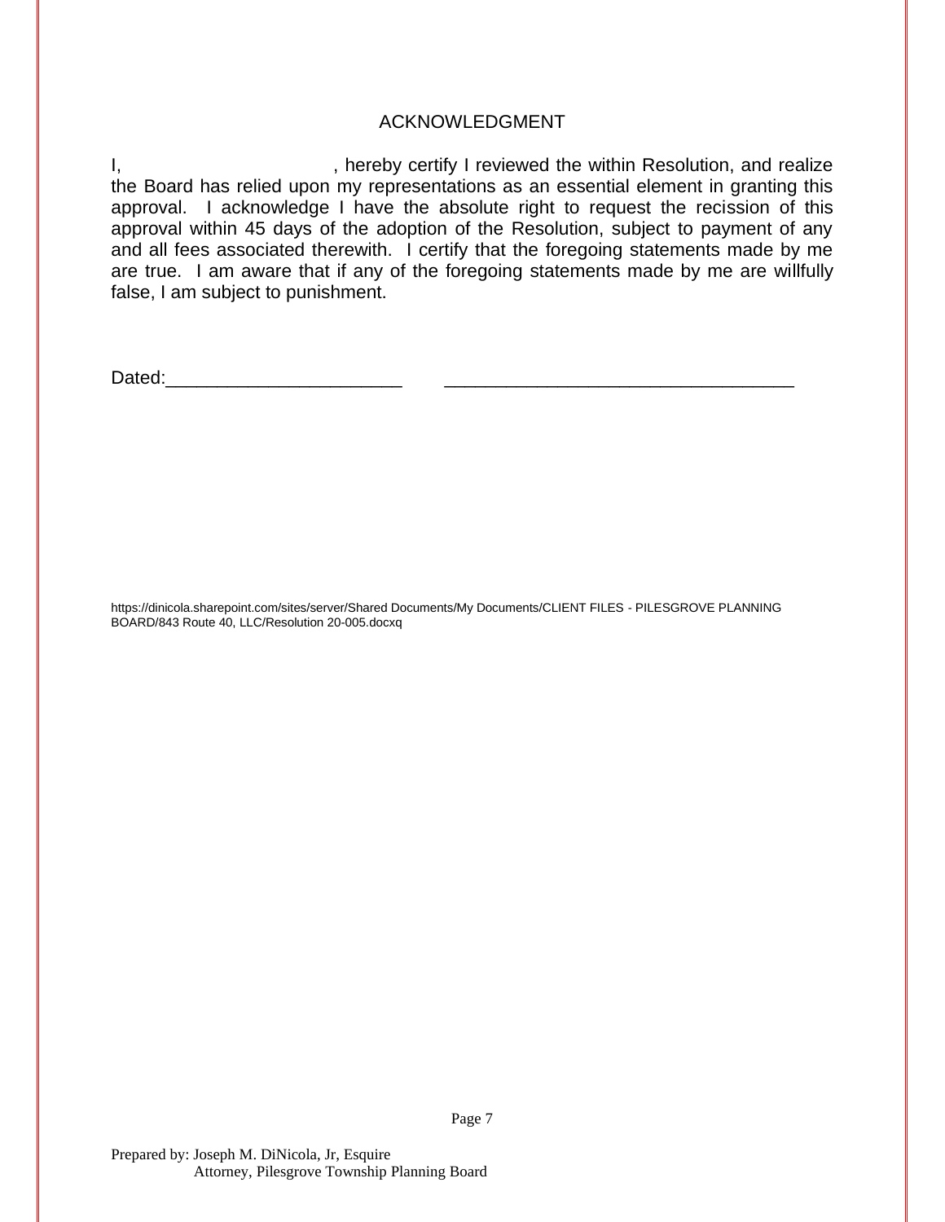## ACKNOWLEDGMENT

I, , hereby certify I reviewed the within Resolution, and realize the Board has relied upon my representations as an essential element in granting this approval. I acknowledge I have the absolute right to request the recission of this approval within 45 days of the adoption of the Resolution, subject to payment of any and all fees associated therewith. I certify that the foregoing statements made by me are true. I am aware that if any of the foregoing statements made by me are willfully false, I am subject to punishment.

Dated:_______________________ _________________________________

https://dinicola.sharepoint.com/sites/server/Shared Documents/My Documents/CLIENT FILES - PILESGROVE PLANNING BOARD/843 Route 40, LLC/Resolution 20-005.docxq

Prepared by: Joseph M. DiNicola, Jr, Esquire
Attorney, Pilesgrove Township Planning Board